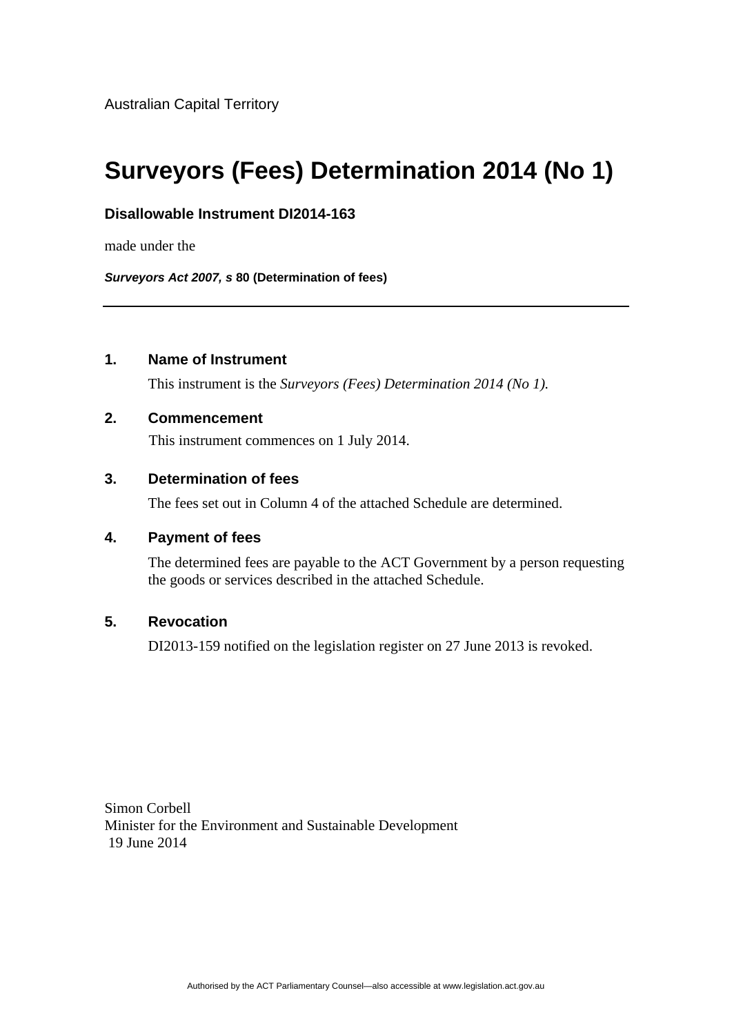Australian Capital Territory

# Surveyors (Fees) Determination 2014 (No 1)

**Disallowable Instrument DI2014-163**

made under the

***Surveyors Act 2007, s*** **80 (Determination of fees)**

---

## 1. Name of Instrument

This instrument is the *Surveyors (Fees) Determination 2014 (No 1).*

## 2. Commencement

This instrument commences on 1 July 2014.

## 3. Determination of fees

The fees set out in Column 4 of the attached Schedule are determined.

## 4. Payment of fees

The determined fees are payable to the ACT Government by a person requesting the goods or services described in the attached Schedule.

## 5. Revocation

DI2013-159 notified on the legislation register on 27 June 2013 is revoked.

Simon Corbell
Minister for the Environment and Sustainable Development
19 June 2014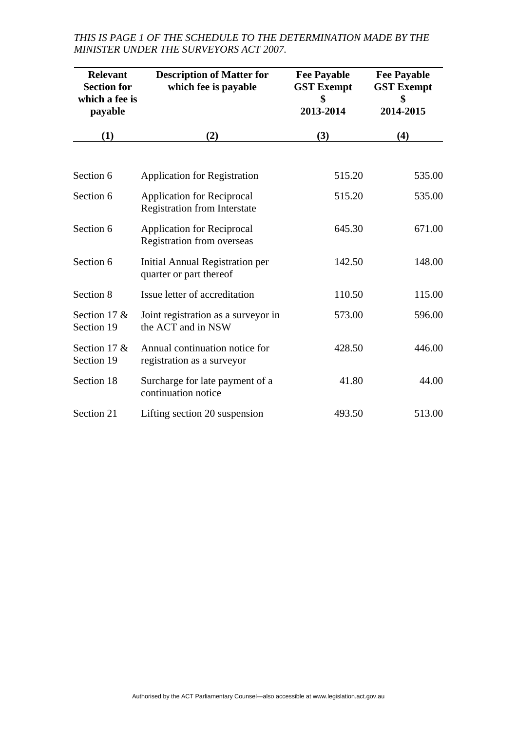*THIS IS PAGE 1 OF THE SCHEDULE TO THE DETERMINATION MADE BY THE MINISTER UNDER THE SURVEYORS ACT 2007.*

| Relevant Section for which a fee is payable | Description of Matter for which fee is payable | Fee Payable GST Exempt $ 2013-2014 | Fee Payable GST Exempt $ 2014-2015 |
|---|---|---|---|
| (1) | (2) | (3) | (4) |
| Section 6 | Application for Registration | 515.20 | 535.00 |
| Section 6 | Application for Reciprocal Registration from Interstate | 515.20 | 535.00 |
| Section 6 | Application for Reciprocal Registration from overseas | 645.30 | 671.00 |
| Section 6 | Initial Annual Registration per quarter or part thereof | 142.50 | 148.00 |
| Section 8 | Issue letter of accreditation | 110.50 | 115.00 |
| Section 17 & Section 19 | Joint registration as a surveyor in the ACT and in NSW | 573.00 | 596.00 |
| Section 17 & Section 19 | Annual continuation notice for registration as a surveyor | 428.50 | 446.00 |
| Section 18 | Surcharge for late payment of a continuation notice | 41.80 | 44.00 |
| Section 21 | Lifting section 20 suspension | 493.50 | 513.00 |